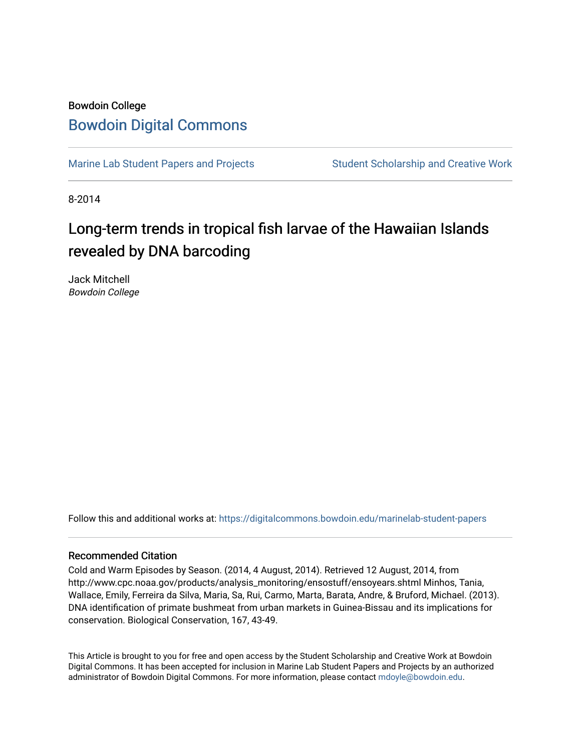Bowdoin College

## Bowdoin Digital Commons

Marine Lab Student Papers and Projects | Student Scholarship and Creative Work

8-2014

# Long-term trends in tropical fish larvae of the Hawaiian Islands revealed by DNA barcoding

Jack Mitchell
*Bowdoin College*

Follow this and additional works at: https://digitalcommons.bowdoin.edu/marinelab-student-papers

### Recommended Citation

Cold and Warm Episodes by Season. (2014, 4 August, 2014). Retrieved 12 August, 2014, from http://www.cpc.noaa.gov/products/analysis_monitoring/ensostuff/ensoyears.shtml Minhos, Tania, Wallace, Emily, Ferreira da Silva, Maria, Sa, Rui, Carmo, Marta, Barata, Andre, & Bruford, Michael. (2013). DNA identification of primate bushmeat from urban markets in Guinea-Bissau and its implications for conservation. Biological Conservation, 167, 43-49.

This Article is brought to you for free and open access by the Student Scholarship and Creative Work at Bowdoin Digital Commons. It has been accepted for inclusion in Marine Lab Student Papers and Projects by an authorized administrator of Bowdoin Digital Commons. For more information, please contact mdoyle@bowdoin.edu.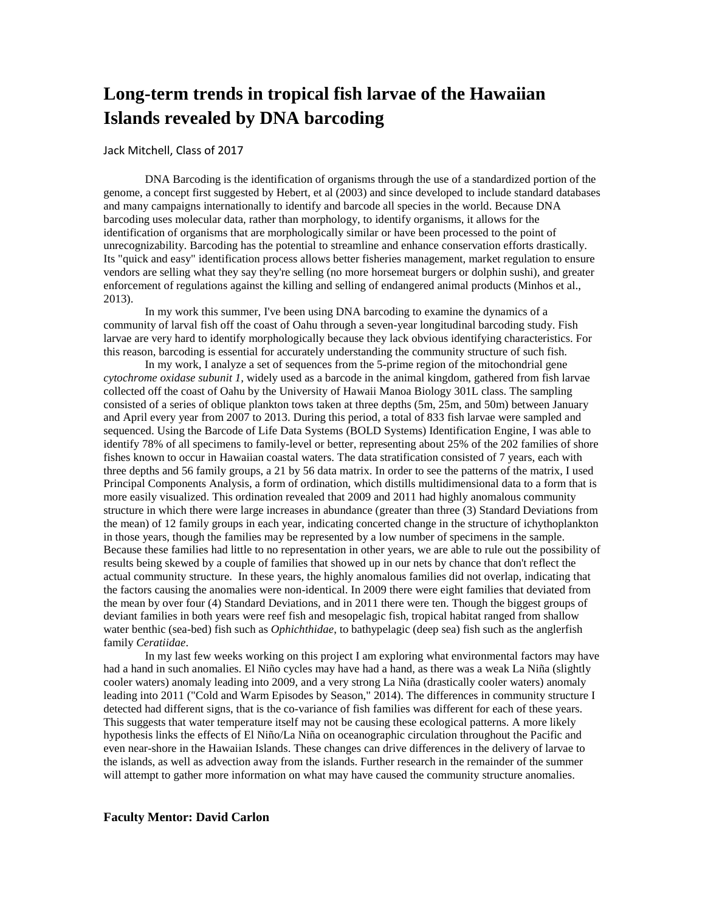# Long-term trends in tropical fish larvae of the Hawaiian Islands revealed by DNA barcoding

Jack Mitchell, Class of 2017

DNA Barcoding is the identification of organisms through the use of a standardized portion of the genome, a concept first suggested by Hebert, et al (2003) and since developed to include standard databases and many campaigns internationally to identify and barcode all species in the world. Because DNA barcoding uses molecular data, rather than morphology, to identify organisms, it allows for the identification of organisms that are morphologically similar or have been processed to the point of unrecognizability. Barcoding has the potential to streamline and enhance conservation efforts drastically. Its "quick and easy" identification process allows better fisheries management, market regulation to ensure vendors are selling what they say they're selling (no more horsemeat burgers or dolphin sushi), and greater enforcement of regulations against the killing and selling of endangered animal products (Minhos et al., 2013).

In my work this summer, I've been using DNA barcoding to examine the dynamics of a community of larval fish off the coast of Oahu through a seven-year longitudinal barcoding study. Fish larvae are very hard to identify morphologically because they lack obvious identifying characteristics. For this reason, barcoding is essential for accurately understanding the community structure of such fish.

In my work, I analyze a set of sequences from the 5-prime region of the mitochondrial gene *cytochrome oxidase subunit 1*, widely used as a barcode in the animal kingdom, gathered from fish larvae collected off the coast of Oahu by the University of Hawaii Manoa Biology 301L class. The sampling consisted of a series of oblique plankton tows taken at three depths (5m, 25m, and 50m) between January and April every year from 2007 to 2013. During this period, a total of 833 fish larvae were sampled and sequenced. Using the Barcode of Life Data Systems (BOLD Systems) Identification Engine, I was able to identify 78% of all specimens to family-level or better, representing about 25% of the 202 families of shore fishes known to occur in Hawaiian coastal waters. The data stratification consisted of 7 years, each with three depths and 56 family groups, a 21 by 56 data matrix. In order to see the patterns of the matrix, I used Principal Components Analysis, a form of ordination, which distills multidimensional data to a form that is more easily visualized. This ordination revealed that 2009 and 2011 had highly anomalous community structure in which there were large increases in abundance (greater than three (3) Standard Deviations from the mean) of 12 family groups in each year, indicating concerted change in the structure of ichythoplankton in those years, though the families may be represented by a low number of specimens in the sample. Because these families had little to no representation in other years, we are able to rule out the possibility of results being skewed by a couple of families that showed up in our nets by chance that don't reflect the actual community structure. In these years, the highly anomalous families did not overlap, indicating that the factors causing the anomalies were non-identical. In 2009 there were eight families that deviated from the mean by over four (4) Standard Deviations, and in 2011 there were ten. Though the biggest groups of deviant families in both years were reef fish and mesopelagic fish, tropical habitat ranged from shallow water benthic (sea-bed) fish such as *Ophichthidae*, to bathypelagic (deep sea) fish such as the anglerfish family *Ceratiidae*.

In my last few weeks working on this project I am exploring what environmental factors may have had a hand in such anomalies. El Niño cycles may have had a hand, as there was a weak La Niña (slightly cooler waters) anomaly leading into 2009, and a very strong La Niña (drastically cooler waters) anomaly leading into 2011 ("Cold and Warm Episodes by Season," 2014). The differences in community structure I detected had different signs, that is the co-variance of fish families was different for each of these years. This suggests that water temperature itself may not be causing these ecological patterns. A more likely hypothesis links the effects of El Niño/La Niña on oceanographic circulation throughout the Pacific and even near-shore in the Hawaiian Islands. These changes can drive differences in the delivery of larvae to the islands, as well as advection away from the islands. Further research in the remainder of the summer will attempt to gather more information on what may have caused the community structure anomalies.

**Faculty Mentor: David Carlon**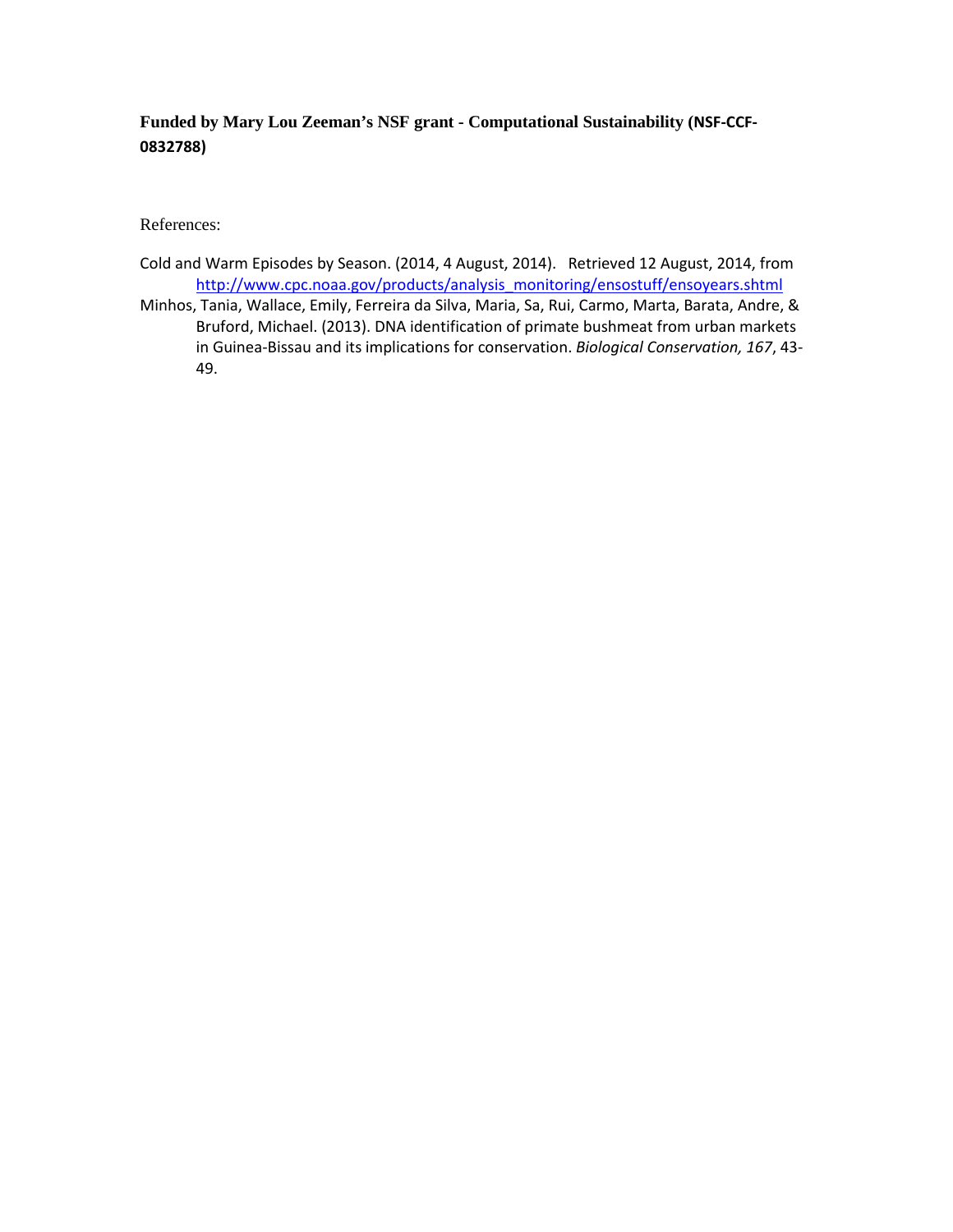**Funded by Mary Lou Zeeman's NSF grant - Computational Sustainability (NSF-CCF-0832788)**

References:

Cold and Warm Episodes by Season. (2014, 4 August, 2014). Retrieved 12 August, 2014, from http://www.cpc.noaa.gov/products/analysis_monitoring/ensostuff/ensoyears.shtml

Minhos, Tania, Wallace, Emily, Ferreira da Silva, Maria, Sa, Rui, Carmo, Marta, Barata, Andre, & Bruford, Michael. (2013). DNA identification of primate bushmeat from urban markets in Guinea-Bissau and its implications for conservation. *Biological Conservation, 167*, 43-49.